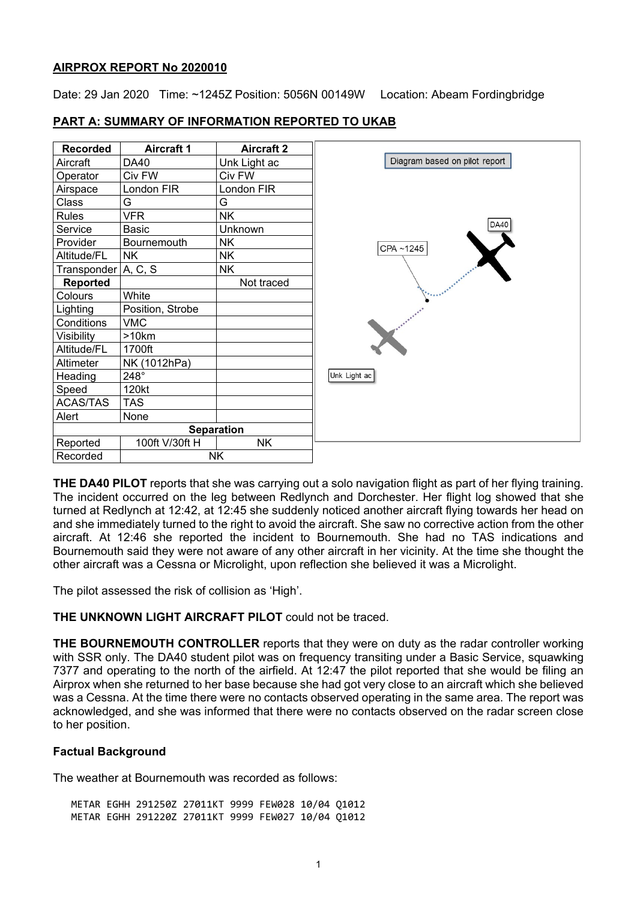**AIRPROX REPORT No 2020010**

Date: 29 Jan 2020 Time: ~1245Z Position: 5056N 00149W Location: Abeam Fordingbridge

**PART A: SUMMARY OF INFORMATION REPORTED TO UKAB**

| Recorded | Aircraft 1 | Aircraft 2 |
|---|---|---|
| Aircraft | DA40 | Unk Light ac |
| Operator | Civ FW | Civ FW |
| Airspace | London FIR | London FIR |
| Class | G | G |
| Rules | VFR | NK |
| Service | Basic | Unknown |
| Provider | Bournemouth | NK |
| Altitude/FL | NK | NK |
| Transponder | A, C, S | NK |
| **Reported** | | Not traced |
| Colours | White | |
| Lighting | Position, Strobe | |
| Conditions | VMC | |
| Visibility | >10km | |
| Altitude/FL | 1700ft | |
| Altimeter | NK (1012hPa) | |
| Heading | 248° | |
| Speed | 120kt | |
| ACAS/TAS | TAS | |
| Alert | None | |
| **Separation** | | |
| Reported | 100ft V/30ft H | NK |
| Recorded | NK | |

Diagram based on pilot report

**THE DA40 PILOT** reports that she was carrying out a solo navigation flight as part of her flying training. The incident occurred on the leg between Redlynch and Dorchester. Her flight log showed that she turned at Redlynch at 12:42, at 12:45 she suddenly noticed another aircraft flying towards her head on and she immediately turned to the right to avoid the aircraft. She saw no corrective action from the other aircraft. At 12:46 she reported the incident to Bournemouth. She had no TAS indications and Bournemouth said they were not aware of any other aircraft in her vicinity. At the time she thought the other aircraft was a Cessna or Microlight, upon reflection she believed it was a Microlight.

The pilot assessed the risk of collision as 'High'.

**THE UNKNOWN LIGHT AIRCRAFT PILOT** could not be traced.

**THE BOURNEMOUTH CONTROLLER** reports that they were on duty as the radar controller working with SSR only. The DA40 student pilot was on frequency transiting under a Basic Service, squawking 7377 and operating to the north of the airfield. At 12:47 the pilot reported that she would be filing an Airprox when she returned to her base because she had got very close to an aircraft which she believed was a Cessna. At the time there were no contacts observed operating in the same area. The report was acknowledged, and she was informed that there were no contacts observed on the radar screen close to her position.

**Factual Background**

The weather at Bournemouth was recorded as follows:

```
METAR EGHH 291250Z 27011KT 9999 FEW028 10/04 Q1012
METAR EGHH 291220Z 27011KT 9999 FEW027 10/04 Q1012
```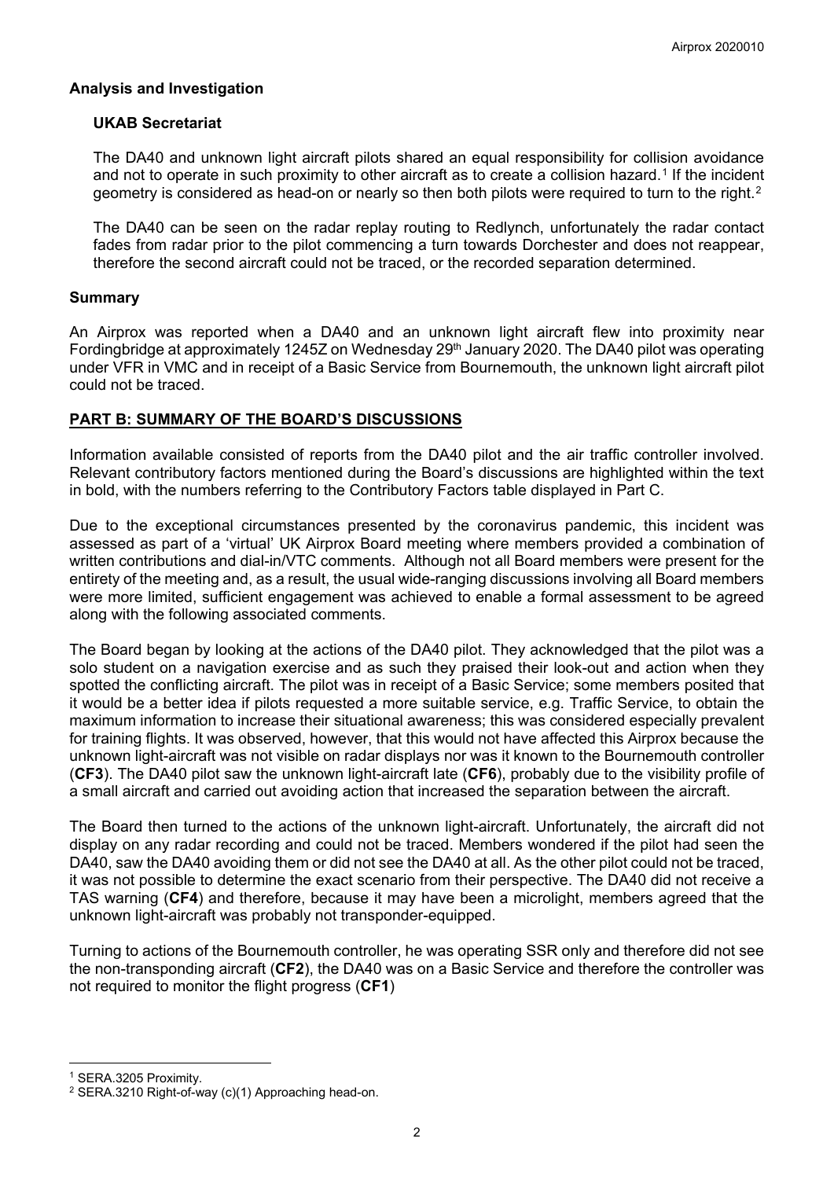## Analysis and Investigation

### UKAB Secretariat

The DA40 and unknown light aircraft pilots shared an equal responsibility for collision avoidance and not to operate in such proximity to other aircraft as to create a collision hazard.[1] If the incident geometry is considered as head-on or nearly so then both pilots were required to turn to the right.[2]

The DA40 can be seen on the radar replay routing to Redlynch, unfortunately the radar contact fades from radar prior to the pilot commencing a turn towards Dorchester and does not reappear, therefore the second aircraft could not be traced, or the recorded separation determined.

## Summary

An Airprox was reported when a DA40 and an unknown light aircraft flew into proximity near Fordingbridge at approximately 1245Z on Wednesday 29th January 2020. The DA40 pilot was operating under VFR in VMC and in receipt of a Basic Service from Bournemouth, the unknown light aircraft pilot could not be traced.

## PART B: SUMMARY OF THE BOARD'S DISCUSSIONS

Information available consisted of reports from the DA40 pilot and the air traffic controller involved. Relevant contributory factors mentioned during the Board's discussions are highlighted within the text in bold, with the numbers referring to the Contributory Factors table displayed in Part C.

Due to the exceptional circumstances presented by the coronavirus pandemic, this incident was assessed as part of a 'virtual' UK Airprox Board meeting where members provided a combination of written contributions and dial-in/VTC comments. Although not all Board members were present for the entirety of the meeting and, as a result, the usual wide-ranging discussions involving all Board members were more limited, sufficient engagement was achieved to enable a formal assessment to be agreed along with the following associated comments.

The Board began by looking at the actions of the DA40 pilot. They acknowledged that the pilot was a solo student on a navigation exercise and as such they praised their look-out and action when they spotted the conflicting aircraft. The pilot was in receipt of a Basic Service; some members posited that it would be a better idea if pilots requested a more suitable service, e.g. Traffic Service, to obtain the maximum information to increase their situational awareness; this was considered especially prevalent for training flights. It was observed, however, that this would not have affected this Airprox because the unknown light-aircraft was not visible on radar displays nor was it known to the Bournemouth controller (**CF3**). The DA40 pilot saw the unknown light-aircraft late (**CF6**), probably due to the visibility profile of a small aircraft and carried out avoiding action that increased the separation between the aircraft.

The Board then turned to the actions of the unknown light-aircraft. Unfortunately, the aircraft did not display on any radar recording and could not be traced. Members wondered if the pilot had seen the DA40, saw the DA40 avoiding them or did not see the DA40 at all. As the other pilot could not be traced, it was not possible to determine the exact scenario from their perspective. The DA40 did not receive a TAS warning (**CF4**) and therefore, because it may have been a microlight, members agreed that the unknown light-aircraft was probably not transponder-equipped.

Turning to actions of the Bournemouth controller, he was operating SSR only and therefore did not see the non-transponding aircraft (**CF2**), the DA40 was on a Basic Service and therefore the controller was not required to monitor the flight progress (**CF1**)

---

[1] SERA.3205 Proximity.

[2] SERA.3210 Right-of-way (c)(1) Approaching head-on.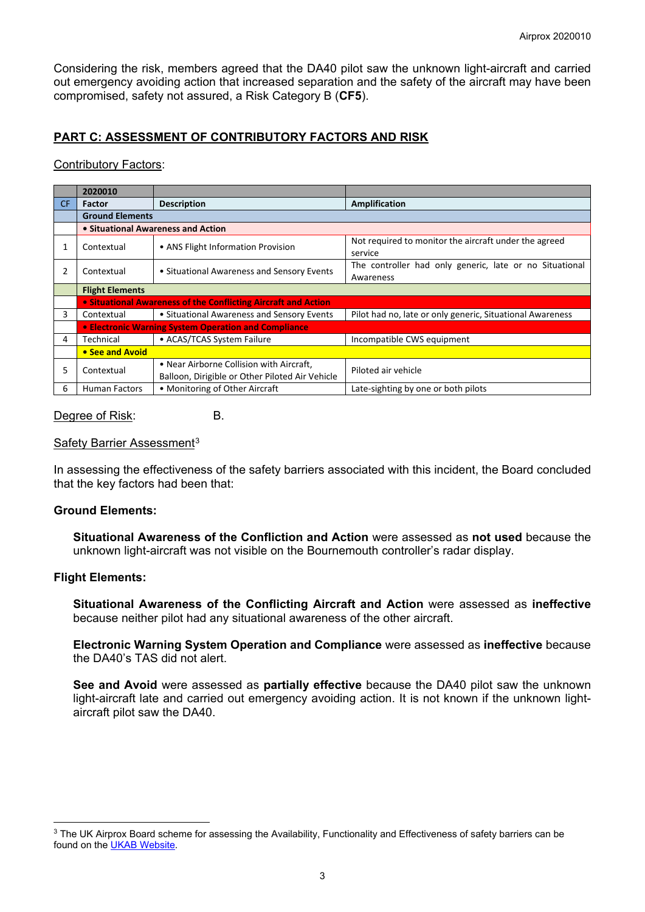Considering the risk, members agreed that the DA40 pilot saw the unknown light-aircraft and carried out emergency avoiding action that increased separation and the safety of the aircraft may have been compromised, safety not assured, a Risk Category B (**CF5**).

## PART C: ASSESSMENT OF CONTRIBUTORY FACTORS AND RISK

Contributory Factors:

| | 2020010 | | |
|---|---|---|---|
| CF | Factor | Description | Amplification |
| | **Ground Elements** | | |
| | **• Situational Awareness and Action** | | |
| 1 | Contextual | • ANS Flight Information Provision | Not required to monitor the aircraft under the agreed service |
| 2 | Contextual | • Situational Awareness and Sensory Events | The controller had only generic, late or no Situational Awareness |
| | **Flight Elements** | | |
| | **• Situational Awareness of the Conflicting Aircraft and Action** | | |
| 3 | Contextual | • Situational Awareness and Sensory Events | Pilot had no, late or only generic, Situational Awareness |
| | **• Electronic Warning System Operation and Compliance** | | |
| 4 | Technical | • ACAS/TCAS System Failure | Incompatible CWS equipment |
| | **• See and Avoid** | | |
| 5 | Contextual | • Near Airborne Collision with Aircraft, Balloon, Dirigible or Other Piloted Air Vehicle | Piloted air vehicle |
| 6 | Human Factors | • Monitoring of Other Aircraft | Late-sighting by one or both pilots |

Degree of Risk: B.

Safety Barrier Assessment[3]

In assessing the effectiveness of the safety barriers associated with this incident, the Board concluded that the key factors had been that:

**Ground Elements:**

**Situational Awareness of the Confliction and Action** were assessed as **not used** because the unknown light-aircraft was not visible on the Bournemouth controller's radar display.

**Flight Elements:**

**Situational Awareness of the Conflicting Aircraft and Action** were assessed as **ineffective** because neither pilot had any situational awareness of the other aircraft.

**Electronic Warning System Operation and Compliance** were assessed as **ineffective** because the DA40's TAS did not alert.

**See and Avoid** were assessed as **partially effective** because the DA40 pilot saw the unknown light-aircraft late and carried out emergency avoiding action. It is not known if the unknown light-aircraft pilot saw the DA40.

[3] The UK Airprox Board scheme for assessing the Availability, Functionality and Effectiveness of safety barriers can be found on the UKAB Website.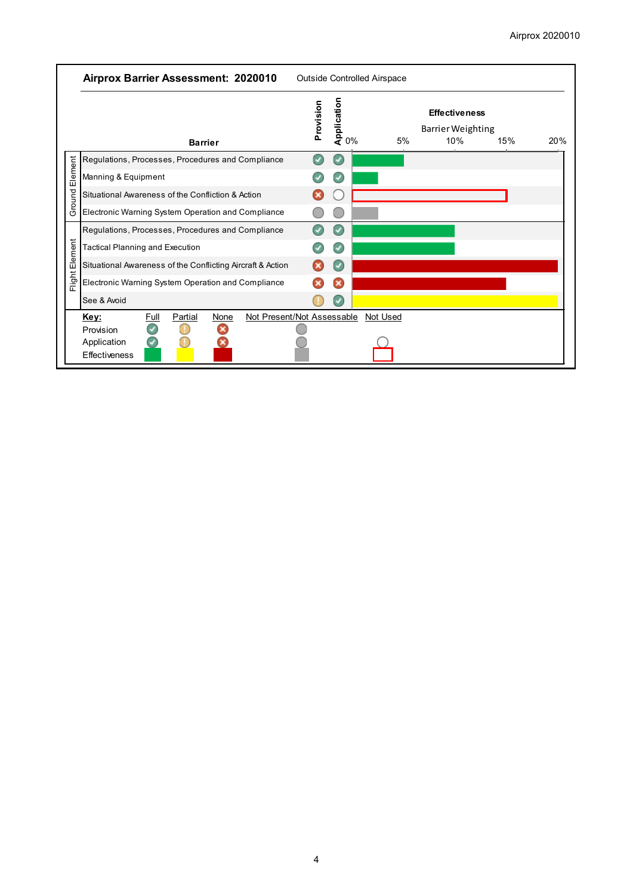**Airprox Barrier Assessment: 2020010** Outside Controlled Airspace

Barrier

Provision

Application

Effectiveness

Barrier Weighting

0%

5%

10%

15%

20%

Ground Element

Regulations, Processes, Procedures and Compliance

Manning & Equipment

Situational Awareness of the Confliction & Action

Electronic Warning System Operation and Compliance

Flight Element

Regulations, Processes, Procedures and Compliance

Tactical Planning and Execution

Situational Awareness of the Conflicting Aircraft & Action

Electronic Warning System Operation and Compliance

See & Avoid

**Key:** Full Partial None Not Present/Not Assessable Not Used

Provision

Application

Effectiveness